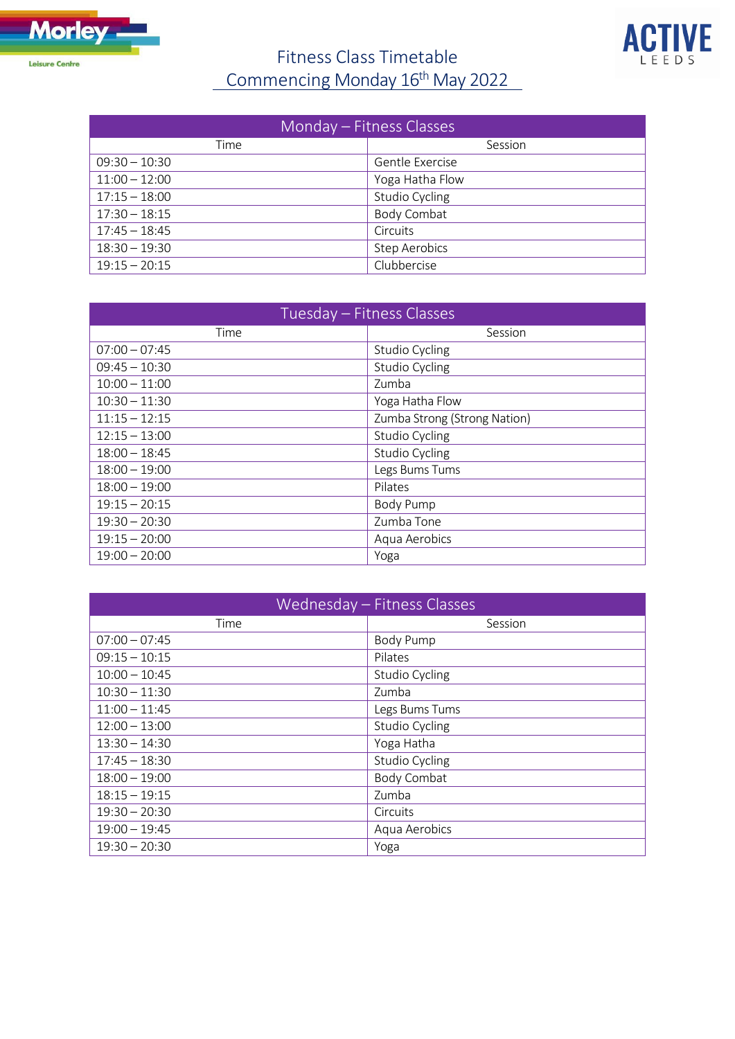Morley Leisure Centre

ACTIVE LEEDS

# Fitness Class Timetable

## Commencing Monday 16th May 2022

| Monday – Fitness Classes | |
|---|---|
| Time | Session |
| 09:30 – 10:30 | Gentle Exercise |
| 11:00 – 12:00 | Yoga Hatha Flow |
| 17:15 – 18:00 | Studio Cycling |
| 17:30 – 18:15 | Body Combat |
| 17:45 – 18:45 | Circuits |
| 18:30 – 19:30 | Step Aerobics |
| 19:15 – 20:15 | Clubbercise |

| Tuesday – Fitness Classes | |
|---|---|
| Time | Session |
| 07:00 – 07:45 | Studio Cycling |
| 09:45 – 10:30 | Studio Cycling |
| 10:00 – 11:00 | Zumba |
| 10:30 – 11:30 | Yoga Hatha Flow |
| 11:15 – 12:15 | Zumba Strong (Strong Nation) |
| 12:15 – 13:00 | Studio Cycling |
| 18:00 – 18:45 | Studio Cycling |
| 18:00 – 19:00 | Legs Bums Tums |
| 18:00 – 19:00 | Pilates |
| 19:15 – 20:15 | Body Pump |
| 19:30 – 20:30 | Zumba Tone |
| 19:15 – 20:00 | Aqua Aerobics |
| 19:00 – 20:00 | Yoga |

| Wednesday – Fitness Classes | |
|---|---|
| Time | Session |
| 07:00 – 07:45 | Body Pump |
| 09:15 – 10:15 | Pilates |
| 10:00 – 10:45 | Studio Cycling |
| 10:30 – 11:30 | Zumba |
| 11:00 – 11:45 | Legs Bums Tums |
| 12:00 – 13:00 | Studio Cycling |
| 13:30 – 14:30 | Yoga Hatha |
| 17:45 – 18:30 | Studio Cycling |
| 18:00 – 19:00 | Body Combat |
| 18:15 – 19:15 | Zumba |
| 19:30 – 20:30 | Circuits |
| 19:00 – 19:45 | Aqua Aerobics |
| 19:30 – 20:30 | Yoga |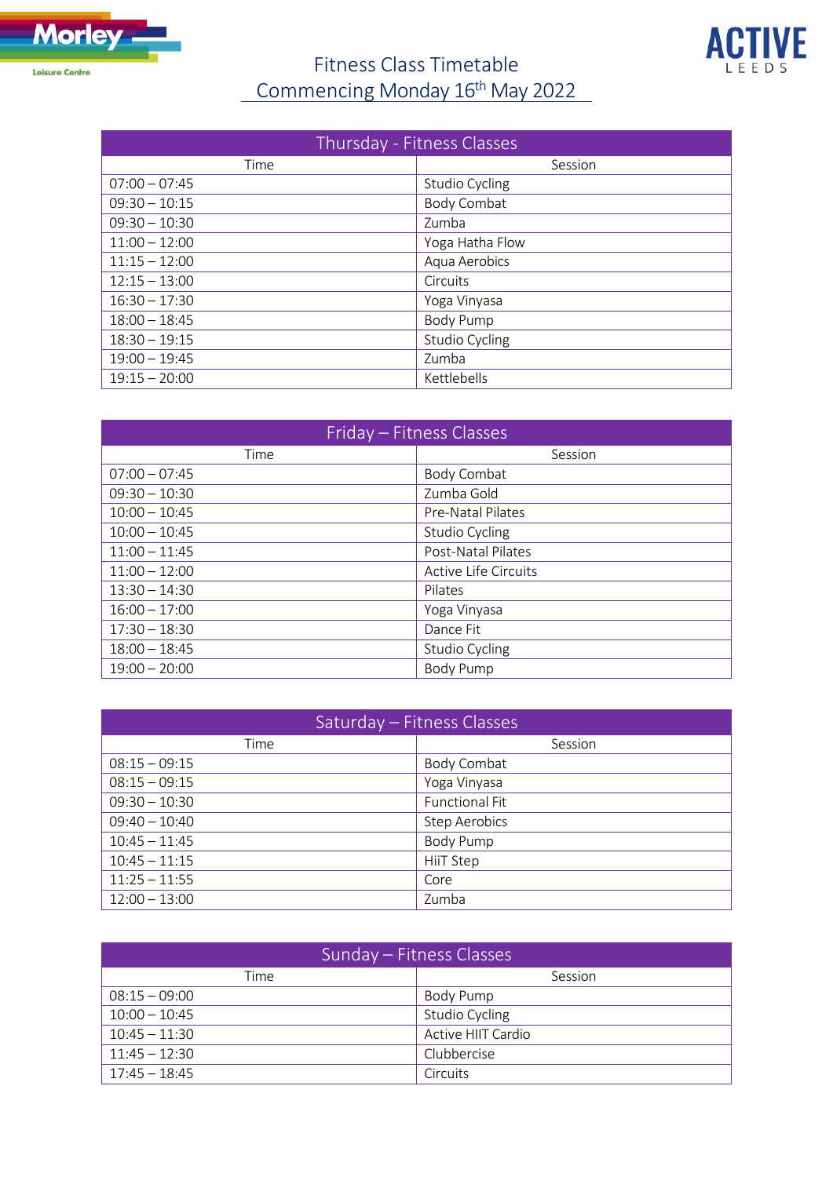Morley
Leisure Centre

ACTIVE
LEEDS

# Fitness Class Timetable
## Commencing Monday 16th May 2022

| Thursday - Fitness Classes | |
|---|---|
| Time | Session |
| 07:00 – 07:45 | Studio Cycling |
| 09:30 – 10:15 | Body Combat |
| 09:30 – 10:30 | Zumba |
| 11:00 – 12:00 | Yoga Hatha Flow |
| 11:15 – 12:00 | Aqua Aerobics |
| 12:15 – 13:00 | Circuits |
| 16:30 – 17:30 | Yoga Vinyasa |
| 18:00 – 18:45 | Body Pump |
| 18:30 – 19:15 | Studio Cycling |
| 19:00 – 19:45 | Zumba |
| 19:15 – 20:00 | Kettlebells |

| Friday – Fitness Classes | |
|---|---|
| Time | Session |
| 07:00 – 07:45 | Body Combat |
| 09:30 – 10:30 | Zumba Gold |
| 10:00 – 10:45 | Pre-Natal Pilates |
| 10:00 – 10:45 | Studio Cycling |
| 11:00 – 11:45 | Post-Natal Pilates |
| 11:00 – 12:00 | Active Life Circuits |
| 13:30 – 14:30 | Pilates |
| 16:00 – 17:00 | Yoga Vinyasa |
| 17:30 – 18:30 | Dance Fit |
| 18:00 – 18:45 | Studio Cycling |
| 19:00 – 20:00 | Body Pump |

| Saturday – Fitness Classes | |
|---|---|
| Time | Session |
| 08:15 – 09:15 | Body Combat |
| 08:15 – 09:15 | Yoga Vinyasa |
| 09:30 – 10:30 | Functional Fit |
| 09:40 – 10:40 | Step Aerobics |
| 10:45 – 11:45 | Body Pump |
| 10:45 – 11:15 | HiiT Step |
| 11:25 – 11:55 | Core |
| 12:00 – 13:00 | Zumba |

| Sunday – Fitness Classes | |
|---|---|
| Time | Session |
| 08:15 – 09:00 | Body Pump |
| 10:00 – 10:45 | Studio Cycling |
| 10:45 – 11:30 | Active HIIT Cardio |
| 11:45 – 12:30 | Clubbercise |
| 17:45 – 18:45 | Circuits |